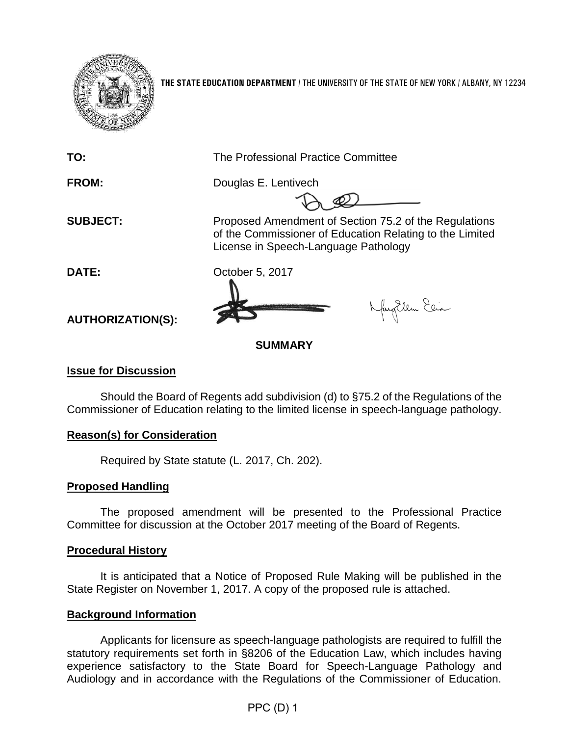**THE STATE EDUCATION DEPARTMENT** / THE UNIVERSITY OF THE STATE OF NEW YORK / ALBANY, NY 12234

**TO:** The Professional Practice Committee

**FROM:** Douglas E. Lentivech

**SUBJECT:** Proposed Amendment of Section 75.2 of the Regulations of the Commissioner of Education Relating to the Limited License in Speech-Language Pathology

**DATE:** October 5, 2017

**AUTHORIZATION(S):**

## SUMMARY

### Issue for Discussion

Should the Board of Regents add subdivision (d) to §75.2 of the Regulations of the Commissioner of Education relating to the limited license in speech-language pathology.

### Reason(s) for Consideration

Required by State statute (L. 2017, Ch. 202).

### Proposed Handling

The proposed amendment will be presented to the Professional Practice Committee for discussion at the October 2017 meeting of the Board of Regents.

### Procedural History

It is anticipated that a Notice of Proposed Rule Making will be published in the State Register on November 1, 2017. A copy of the proposed rule is attached.

### Background Information

Applicants for licensure as speech-language pathologists are required to fulfill the statutory requirements set forth in §8206 of the Education Law, which includes having experience satisfactory to the State Board for Speech-Language Pathology and Audiology and in accordance with the Regulations of the Commissioner of Education.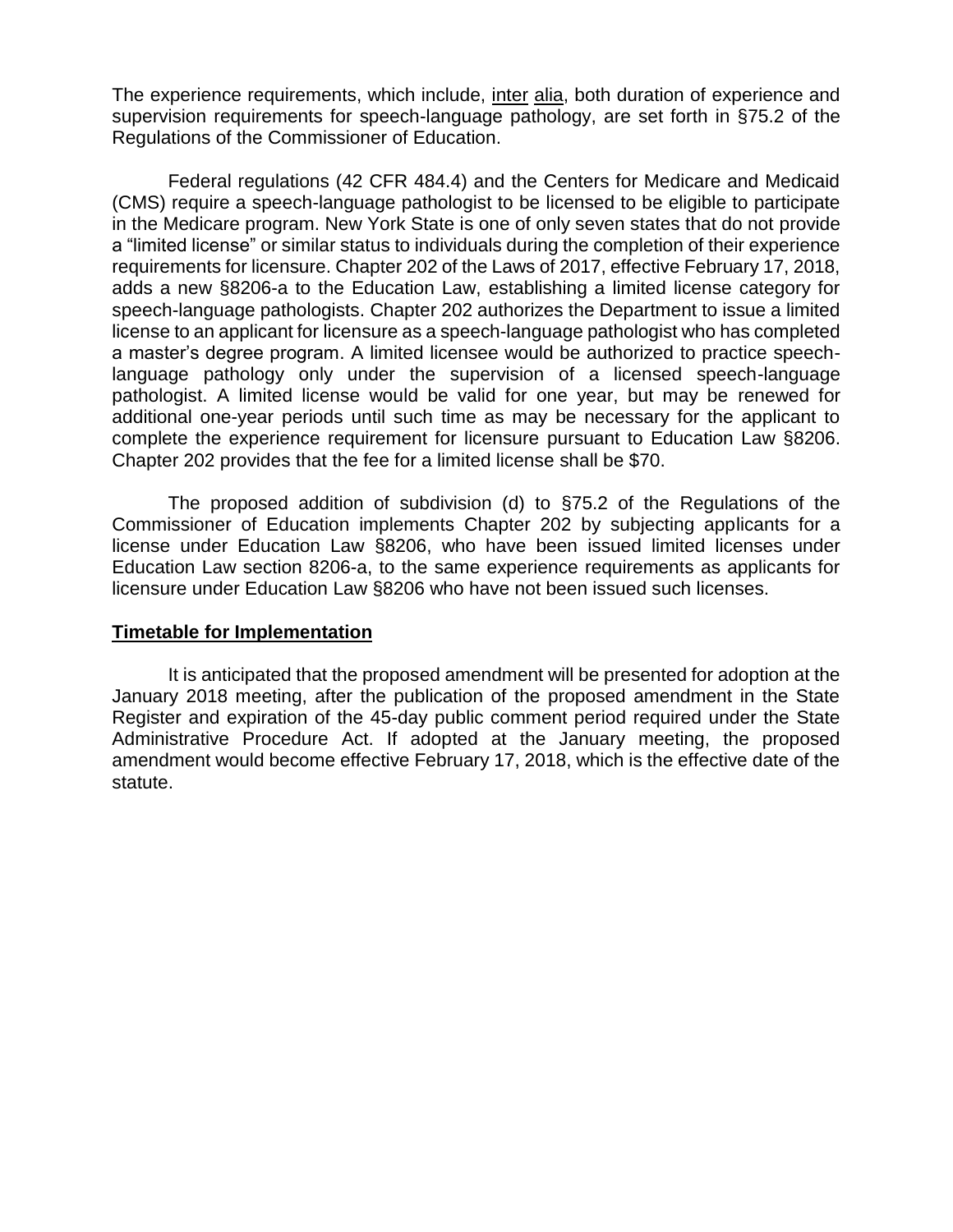The experience requirements, which include, inter alia, both duration of experience and supervision requirements for speech-language pathology, are set forth in §75.2 of the Regulations of the Commissioner of Education.

Federal regulations (42 CFR 484.4) and the Centers for Medicare and Medicaid (CMS) require a speech-language pathologist to be licensed to be eligible to participate in the Medicare program. New York State is one of only seven states that do not provide a "limited license" or similar status to individuals during the completion of their experience requirements for licensure. Chapter 202 of the Laws of 2017, effective February 17, 2018, adds a new §8206-a to the Education Law, establishing a limited license category for speech-language pathologists. Chapter 202 authorizes the Department to issue a limited license to an applicant for licensure as a speech-language pathologist who has completed a master's degree program. A limited licensee would be authorized to practice speech-language pathology only under the supervision of a licensed speech-language pathologist. A limited license would be valid for one year, but may be renewed for additional one-year periods until such time as may be necessary for the applicant to complete the experience requirement for licensure pursuant to Education Law §8206. Chapter 202 provides that the fee for a limited license shall be $70.

The proposed addition of subdivision (d) to §75.2 of the Regulations of the Commissioner of Education implements Chapter 202 by subjecting applicants for a license under Education Law §8206, who have been issued limited licenses under Education Law section 8206-a, to the same experience requirements as applicants for licensure under Education Law §8206 who have not been issued such licenses.

**Timetable for Implementation**

It is anticipated that the proposed amendment will be presented for adoption at the January 2018 meeting, after the publication of the proposed amendment in the State Register and expiration of the 45-day public comment period required under the State Administrative Procedure Act. If adopted at the January meeting, the proposed amendment would become effective February 17, 2018, which is the effective date of the statute.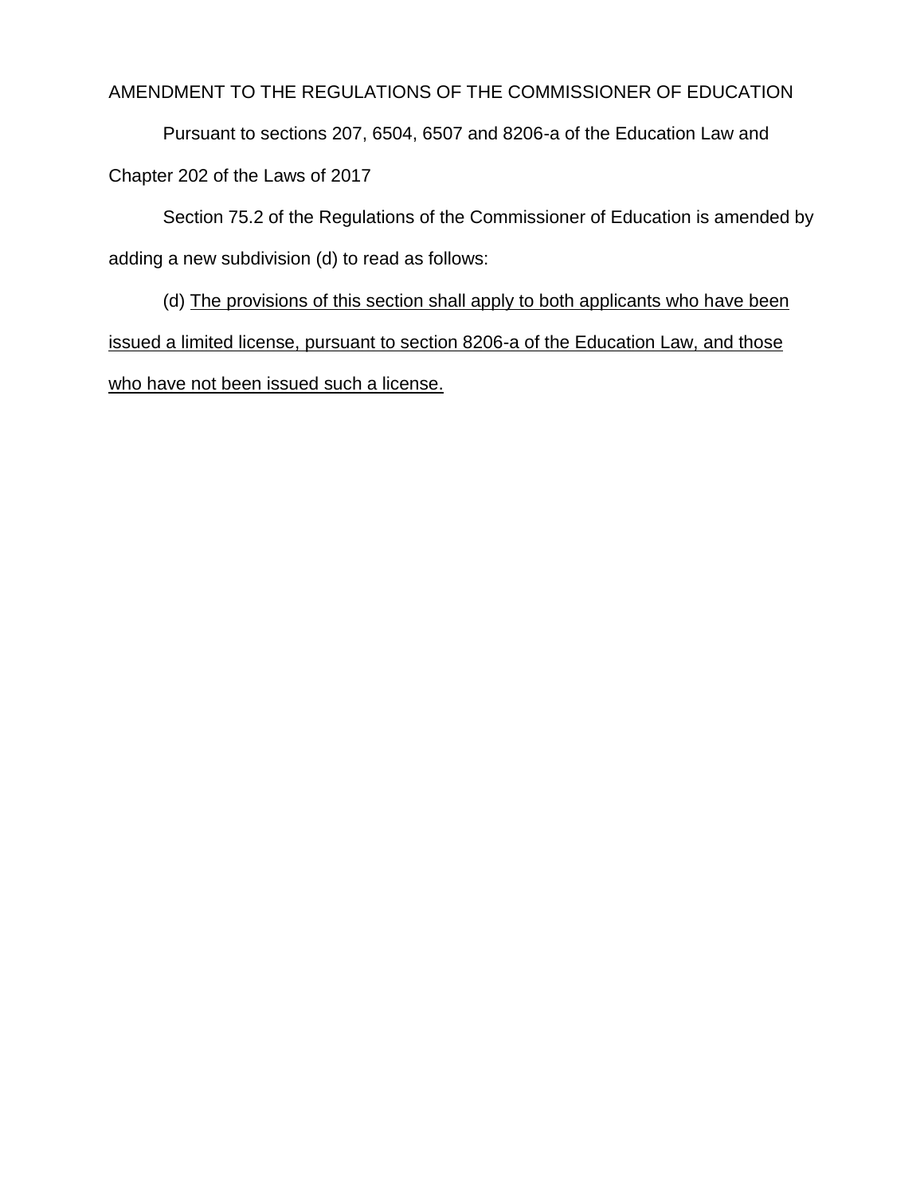AMENDMENT TO THE REGULATIONS OF THE COMMISSIONER OF EDUCATION

Pursuant to sections 207, 6504, 6507 and 8206-a of the Education Law and Chapter 202 of the Laws of 2017

Section 75.2 of the Regulations of the Commissioner of Education is amended by adding a new subdivision (d) to read as follows:

(d) <u>The provisions of this section shall apply to both applicants who have been issued a limited license, pursuant to section 8206-a of the Education Law, and those who have not been issued such a license.</u>